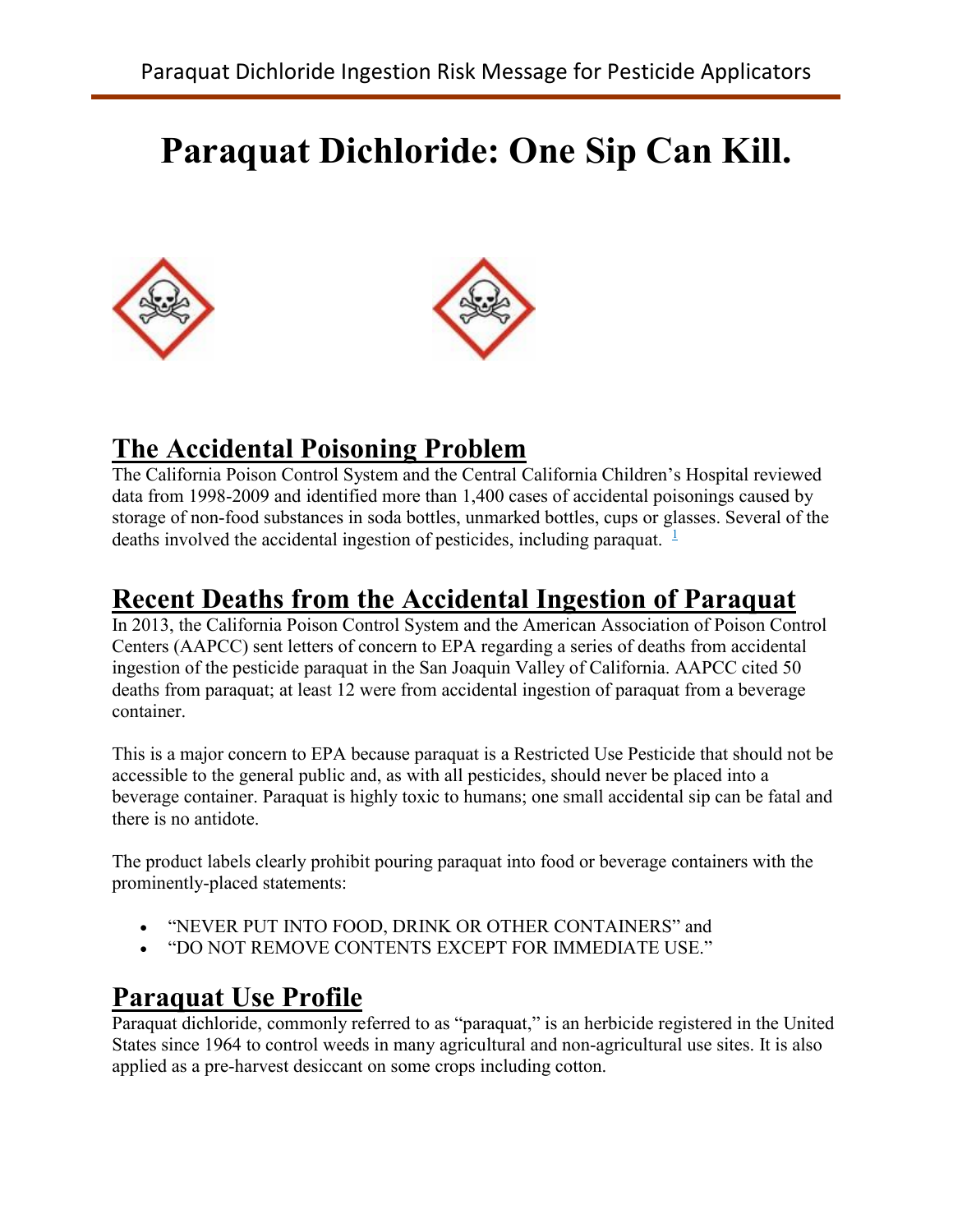# Paraquat Dichloride: One Sip Can Kill.

## The Accidental Poisoning Problem

The California Poison Control System and the Central California Children's Hospital reviewed data from 1998-2009 and identified more than 1,400 cases of accidental poisonings caused by storage of non-food substances in soda bottles, unmarked bottles, cups or glasses. Several of the deaths involved the accidental ingestion of pesticides, including paraquat. [1]

## Recent Deaths from the Accidental Ingestion of Paraquat

In 2013, the California Poison Control System and the American Association of Poison Control Centers (AAPCC) sent letters of concern to EPA regarding a series of deaths from accidental ingestion of the pesticide paraquat in the San Joaquin Valley of California. AAPCC cited 50 deaths from paraquat; at least 12 were from accidental ingestion of paraquat from a beverage container.

This is a major concern to EPA because paraquat is a Restricted Use Pesticide that should not be accessible to the general public and, as with all pesticides, should never be placed into a beverage container. Paraquat is highly toxic to humans; one small accidental sip can be fatal and there is no antidote.

The product labels clearly prohibit pouring paraquat into food or beverage containers with the prominently-placed statements:

- "NEVER PUT INTO FOOD, DRINK OR OTHER CONTAINERS" and
- "DO NOT REMOVE CONTENTS EXCEPT FOR IMMEDIATE USE."

## Paraquat Use Profile

Paraquat dichloride, commonly referred to as "paraquat," is an herbicide registered in the United States since 1964 to control weeds in many agricultural and non-agricultural use sites. It is also applied as a pre-harvest desiccant on some crops including cotton.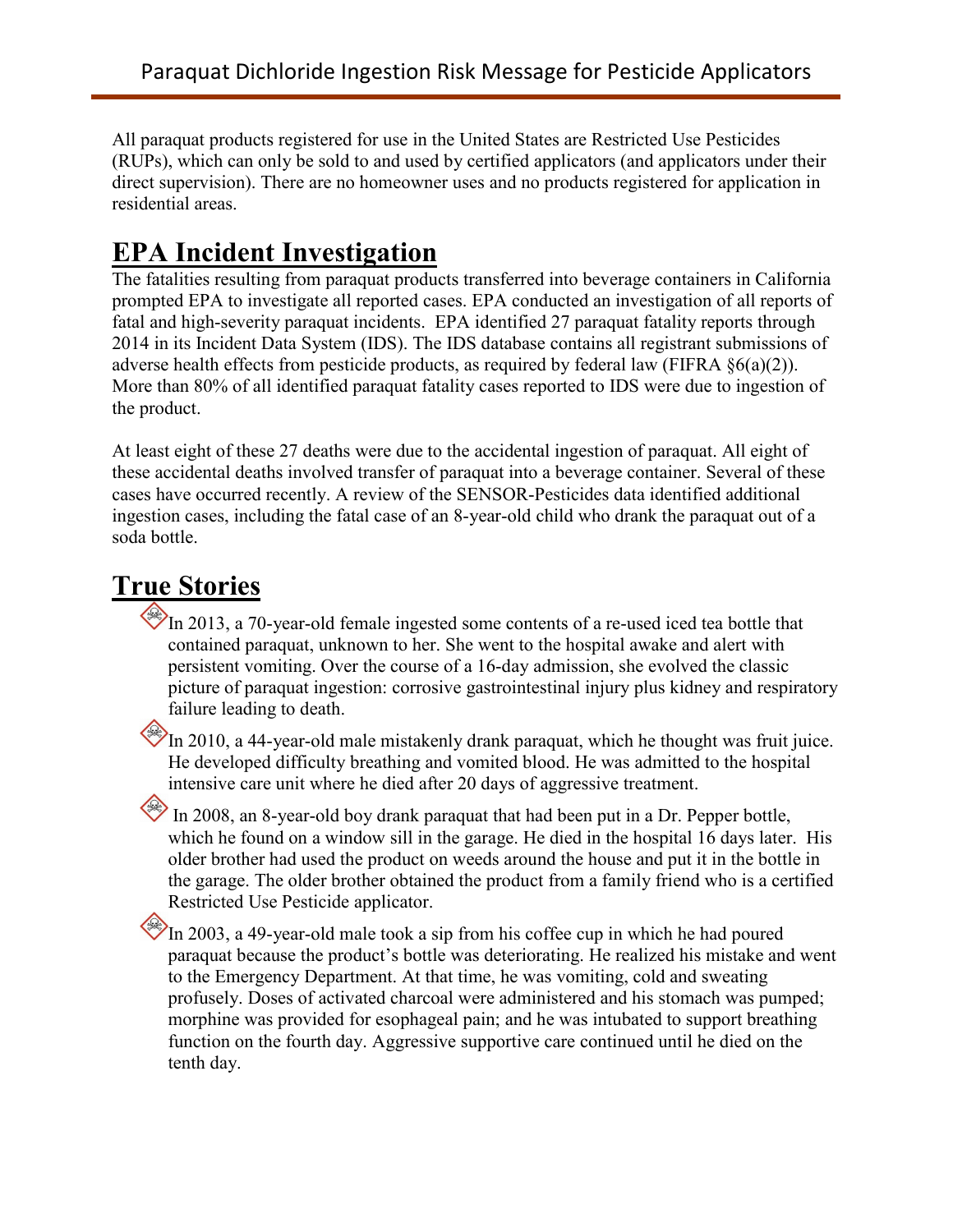All paraquat products registered for use in the United States are Restricted Use Pesticides (RUPs), which can only be sold to and used by certified applicators (and applicators under their direct supervision). There are no homeowner uses and no products registered for application in residential areas.

## EPA Incident Investigation

The fatalities resulting from paraquat products transferred into beverage containers in California prompted EPA to investigate all reported cases. EPA conducted an investigation of all reports of fatal and high-severity paraquat incidents. EPA identified 27 paraquat fatality reports through 2014 in its Incident Data System (IDS). The IDS database contains all registrant submissions of adverse health effects from pesticide products, as required by federal law (FIFRA §6(a)(2)). More than 80% of all identified paraquat fatality cases reported to IDS were due to ingestion of the product.

At least eight of these 27 deaths were due to the accidental ingestion of paraquat. All eight of these accidental deaths involved transfer of paraquat into a beverage container. Several of these cases have occurred recently. A review of the SENSOR-Pesticides data identified additional ingestion cases, including the fatal case of an 8-year-old child who drank the paraquat out of a soda bottle.

## True Stories

- In 2013, a 70-year-old female ingested some contents of a re-used iced tea bottle that contained paraquat, unknown to her. She went to the hospital awake and alert with persistent vomiting. Over the course of a 16-day admission, she evolved the classic picture of paraquat ingestion: corrosive gastrointestinal injury plus kidney and respiratory failure leading to death.
- In 2010, a 44-year-old male mistakenly drank paraquat, which he thought was fruit juice. He developed difficulty breathing and vomited blood. He was admitted to the hospital intensive care unit where he died after 20 days of aggressive treatment.
- In 2008, an 8-year-old boy drank paraquat that had been put in a Dr. Pepper bottle, which he found on a window sill in the garage. He died in the hospital 16 days later. His older brother had used the product on weeds around the house and put it in the bottle in the garage. The older brother obtained the product from a family friend who is a certified Restricted Use Pesticide applicator.
- In 2003, a 49-year-old male took a sip from his coffee cup in which he had poured paraquat because the product's bottle was deteriorating. He realized his mistake and went to the Emergency Department. At that time, he was vomiting, cold and sweating profusely. Doses of activated charcoal were administered and his stomach was pumped; morphine was provided for esophageal pain; and he was intubated to support breathing function on the fourth day. Aggressive supportive care continued until he died on the tenth day.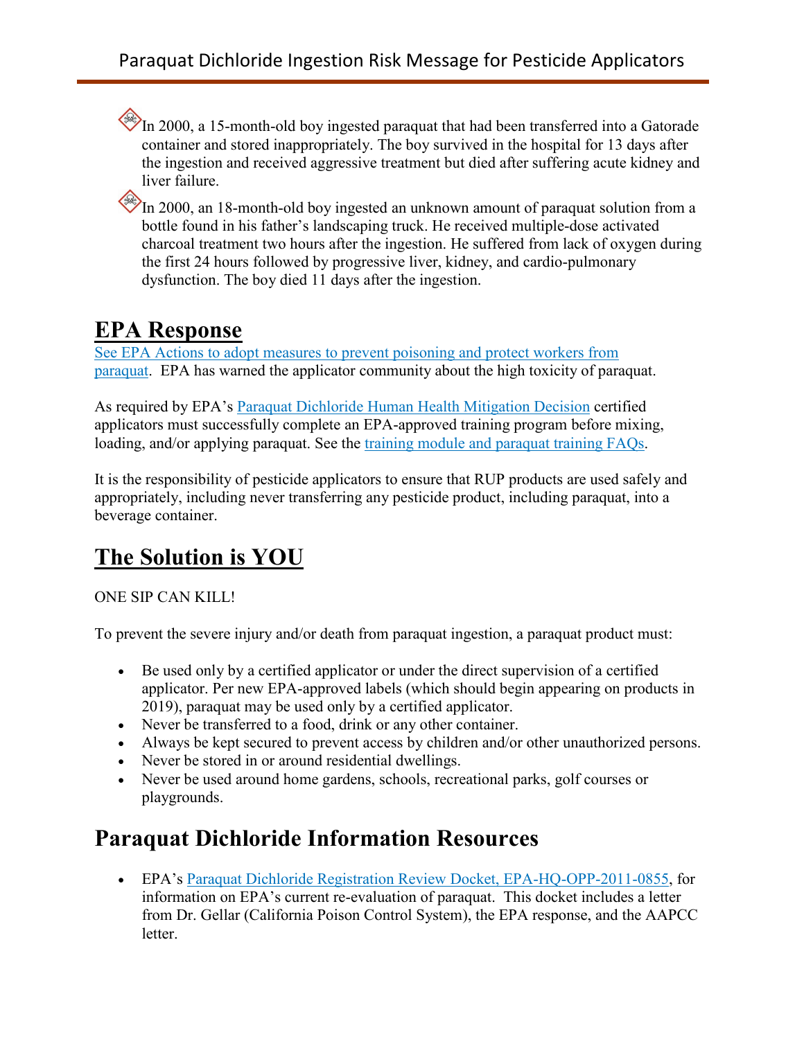- In 2000, a 15-month-old boy ingested paraquat that had been transferred into a Gatorade container and stored inappropriately. The boy survived in the hospital for 13 days after the ingestion and received aggressive treatment but died after suffering acute kidney and liver failure.
- In 2000, an 18-month-old boy ingested an unknown amount of paraquat solution from a bottle found in his father's landscaping truck. He received multiple-dose activated charcoal treatment two hours after the ingestion. He suffered from lack of oxygen during the first 24 hours followed by progressive liver, kidney, and cardio-pulmonary dysfunction. The boy died 11 days after the ingestion.

## EPA Response

See EPA Actions to adopt measures to prevent poisoning and protect workers from paraquat. EPA has warned the applicator community about the high toxicity of paraquat.

As required by EPA's Paraquat Dichloride Human Health Mitigation Decision certified applicators must successfully complete an EPA-approved training program before mixing, loading, and/or applying paraquat. See the training module and paraquat training FAQs.

It is the responsibility of pesticide applicators to ensure that RUP products are used safely and appropriately, including never transferring any pesticide product, including paraquat, into a beverage container.

## The Solution is YOU

ONE SIP CAN KILL!

To prevent the severe injury and/or death from paraquat ingestion, a paraquat product must:

- Be used only by a certified applicator or under the direct supervision of a certified applicator. Per new EPA-approved labels (which should begin appearing on products in 2019), paraquat may be used only by a certified applicator.
- Never be transferred to a food, drink or any other container.
- Always be kept secured to prevent access by children and/or other unauthorized persons.
- Never be stored in or around residential dwellings.
- Never be used around home gardens, schools, recreational parks, golf courses or playgrounds.

## Paraquat Dichloride Information Resources

- EPA's Paraquat Dichloride Registration Review Docket, EPA-HQ-OPP-2011-0855, for information on EPA's current re-evaluation of paraquat. This docket includes a letter from Dr. Gellar (California Poison Control System), the EPA response, and the AAPCC letter.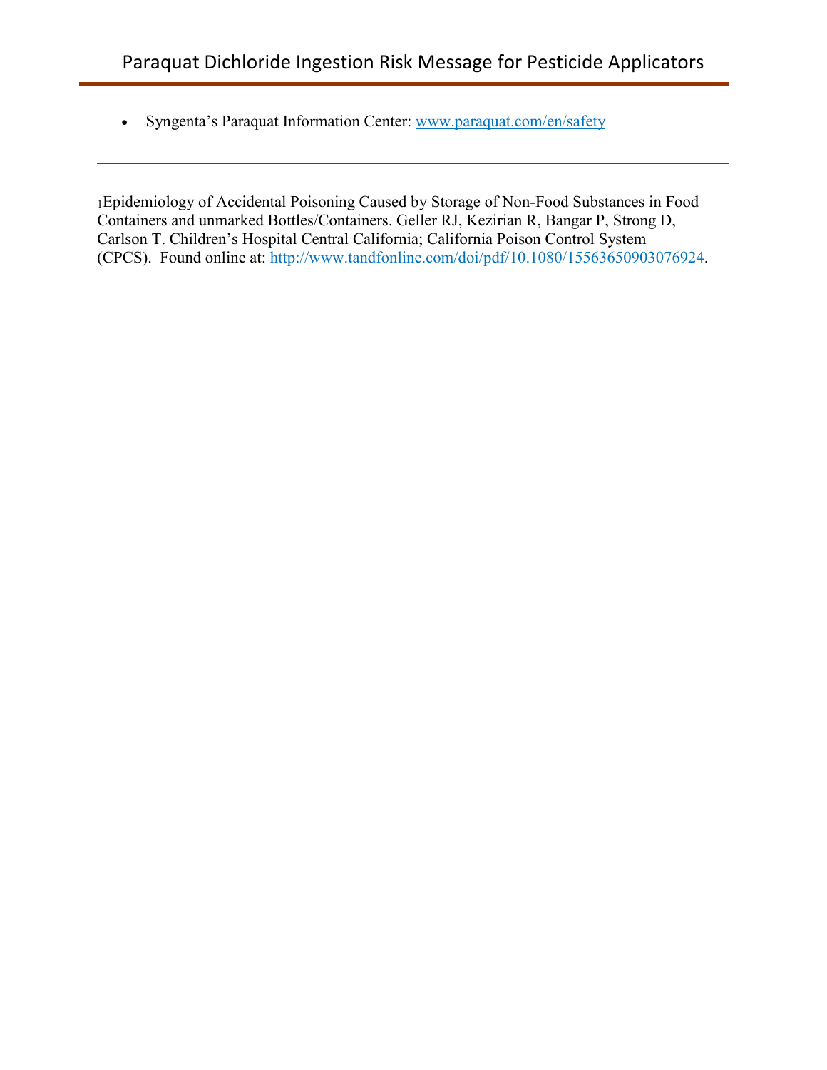- Syngenta's Paraquat Information Center: [www.paraquat.com/en/safety](www.paraquat.com/en/safety)

---

[1]Epidemiology of Accidental Poisoning Caused by Storage of Non-Food Substances in Food Containers and unmarked Bottles/Containers. Geller RJ, Kezirian R, Bangar P, Strong D, Carlson T. Children's Hospital Central California; California Poison Control System (CPCS). Found online at: [http://www.tandfonline.com/doi/pdf/10.1080/15563650903076924](http://www.tandfonline.com/doi/pdf/10.1080/15563650903076924).